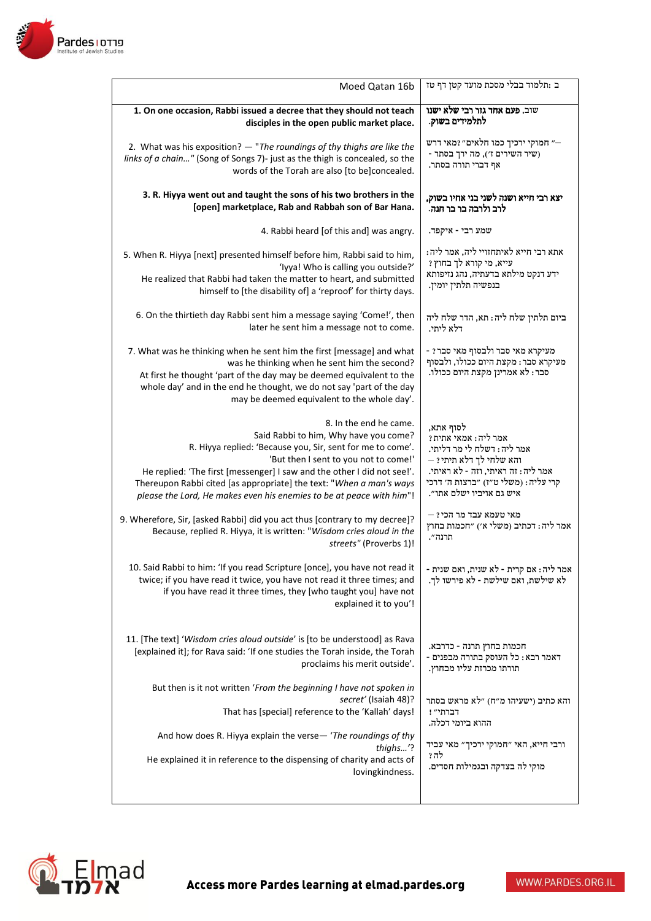| Moed Qatan 16b | ב :תלמוד בבלי מסכת מועד קטן דף טז |
|---|---|
| **1. On one occasion, Rabbi issued a decree that they should not teach disciples in the open public market place.** | שוב, **פעם אחד גזר רבי שלא ישנו לתלמידים בשוק.** |
| 2. What was his exposition? — "*The roundings of thy thighs are like the links of a chain…*" (Song of Songs 7)- just as the thigh is concealed, so the words of the Torah are also [to be]concealed. | מאי דרש?"חמוקי ירכיך כמו חלאים"— (שיר השירים ז׳), מה ירך בסתר - אף דברי תורה בסתר. |
| **3. R. Hiyya went out and taught the sons of his two brothers in the [open] marketplace, Rab and Rabbah son of Bar Hana.** | **יצא רבי חייא ושנה לשני בני אחיו בשוק, לרב ולרבה בר בר חנה.** |
| 4. Rabbi heard [of this and] was angry. | שמע רבי - איקפד. |
| 5. When R. Hiyya [next] presented himself before him, Rabbi said to him, 'Iyya! Who is calling you outside?' He realized that Rabbi had taken the matter to heart, and submitted himself to [the disability of] a 'reproof' for thirty days. | אתא רבי חייא לאיתחזויי ליה, אמר ליה: עייא, מי קורא לך בחוץ? ידע דנקט מילתא בדעתיה, נהג נזיפותא בנפשיה תלתין יומין. |
| 6. On the thirtieth day Rabbi sent him a message saying 'Come!', then later he sent him a message not to come. | ביום תלתין שלח ליה: תא, הדר שלח ליה דלא ליתי. |
| 7. What was he thinking when he sent him the first [message] and what was he thinking when he sent him the second? At first he thought 'part of the day may be deemed equivalent to the whole day' and in the end he thought, we do not say 'part of the day may be deemed equivalent to the whole day'. | מעיקרא מאי סבר ולבסוף מאי סבר? - מעיקרא סבר: מקצת היום ככולו, ולבסוף סבר: לא אמרינן מקצת היום ככולו. |
| 8. In the end he came. Said Rabbi to him, Why have you come? R. Hiyya replied: 'Because you, Sir, sent for me to come'. 'But then I sent to you not to come!' He replied: 'The first [messenger] I saw and the other I did not see!'. Thereupon Rabbi cited [as appropriate] the text: "*When a man's ways please the Lord, He makes even his enemies to be at peace with him*"! | לסוף אתא, אמר ליה: אמאי אתית? אמר ליה: דשלח לי מר דליתי. והא שלחי לך דלא תיתי? – אמר ליה: הא ראיתי, וזה - לא ראיתי. קרי עליה: (משלי ט״ז) "ברצות ה׳ דרכי איש גם אויביו ישלם אתו." |
| 9. Wherefore, Sir, [asked Rabbi] did you act thus [contrary to my decree]? Because, replied R. Hiyya, it is written: "*Wisdom cries aloud in the streets*" (Proverbs 1)! | מאי טעמא עבד מר הכי? – אמר ליה: דכתיב (משלי א׳) "חכמות בחוץ תרנה." |
| 10. Said Rabbi to him: 'If you read Scripture [once], you have not read it twice; if you have read it twice, you have not read it three times; and if you have read it three times, they [who taught you] have not explained it to you'! | אמר ליה: אם קרית - לא שנית, ואם שנית - לא שילשת, ואם שילשת - לא פירשו לך. |
| 11. [The text] '*Wisdom cries aloud outside*' is [to be understood] as Rava [explained it]; for Rava said: 'If one studies the Torah inside, the Torah proclaims his merit outside'. But then is it not written '*From the beginning I have not spoken in secret*' (Isaiah 48)? That has [special] reference to the 'Kallah' days! And how does R. Hiyya explain the verse— '*The roundings of thy thighs…*'? He explained it in reference to the dispensing of charity and acts of lovingkindness. | חכמות בחוץ תרנה - כדרבא. דאמר רבא: כל העוסק בתורה מבפנים - תורתו מכרזת עליו מבחוץ. והא כתיב (ישעיהו מ״ח) "לא מראש בסתר דברתי"! ההוא ביומי דכלה. ורבי חייא, האי "חמוקי ירכיך" מאי עביד ליה? מוקי לה בצדקה ובגמילות חסדים. |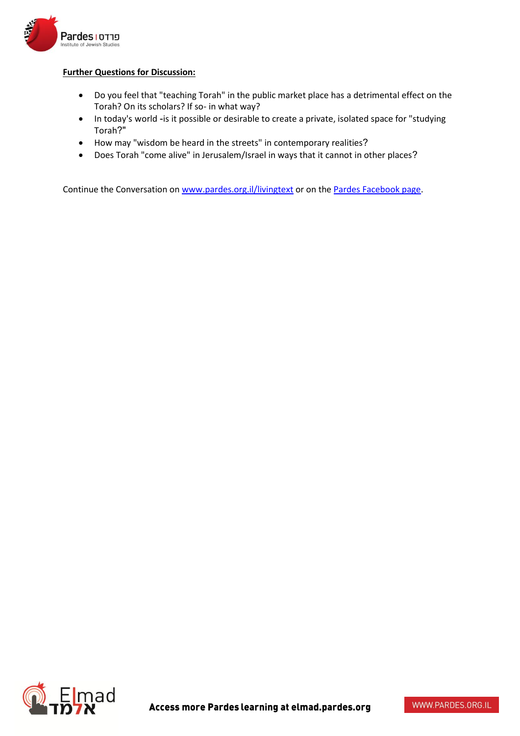**Further Questions for Discussion:**

- Do you feel that "teaching Torah" in the public market place has a detrimental effect on the Torah? On its scholars? If so- in what way?
- In today's world -is it possible or desirable to create a private, isolated space for "studying Torah?"
- How may "wisdom be heard in the streets" in contemporary realities?
- Does Torah "come alive" in Jerusalem/Israel in ways that it cannot in other places?

Continue the Conversation on www.pardes.org.il/livingtext or on the Pardes Facebook page.